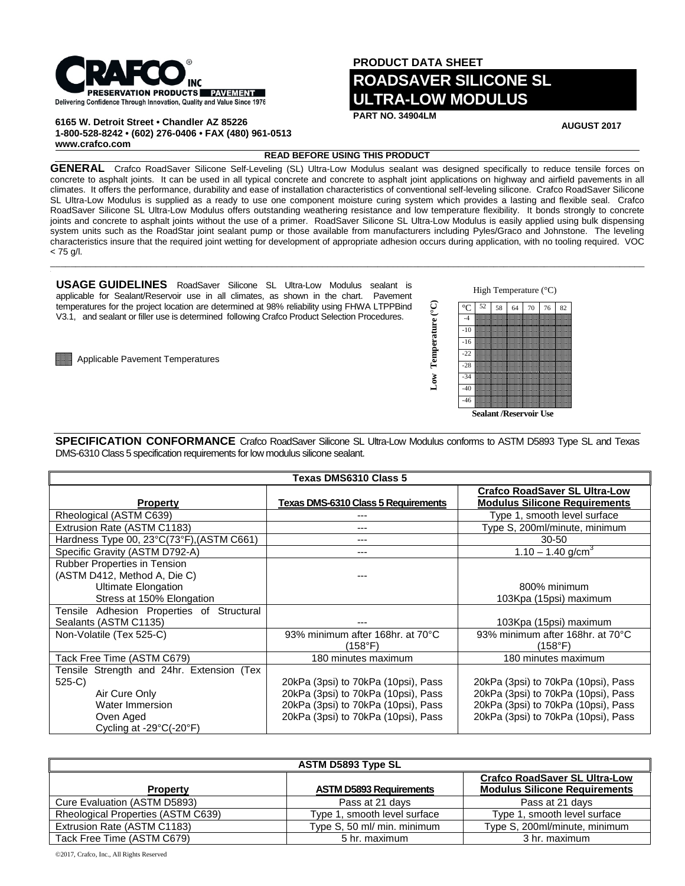CRAFCO INC
PRESERVATION PRODUCTS | PAVEMENT
Delivering Confidence Through Innovation, Quality and Value Since 1976

6165 W. Detroit Street • Chandler AZ 85226
1-800-528-8242 • (602) 276-0406 • FAX (480) 961-0513
www.crafco.com

**PRODUCT DATA SHEET**

# ROADSAVER SILICONE SL ULTRA-LOW MODULUS

**PART NO. 34904LM**

**AUGUST 2017**

**READ BEFORE USING THIS PRODUCT**

**GENERAL** Crafco RoadSaver Silicone Self-Leveling (SL) Ultra-Low Modulus sealant was designed specifically to reduce tensile forces on concrete to asphalt joints. It can be used in all typical concrete and concrete to asphalt joint applications on highway and airfield pavements in all climates. It offers the performance, durability and ease of installation characteristics of conventional self-leveling silicone. Crafco RoadSaver Silicone SL Ultra-Low Modulus is supplied as a ready to use one component moisture curing system which provides a lasting and flexible seal. Crafco RoadSaver Silicone SL Ultra-Low Modulus offers outstanding weathering resistance and low temperature flexibility. It bonds strongly to concrete joints and concrete to asphalt joints without the use of a primer. RoadSaver Silicone SL Ultra-Low Modulus is easily applied using bulk dispensing system units such as the RoadStar joint sealant pump or those available from manufacturers including Pyles/Graco and Johnstone. The leveling characteristics insure that the required joint wetting for development of appropriate adhesion occurs during application, with no tooling required. VOC < 75 g/l.

**USAGE GUIDELINES** RoadSaver Silicone SL Ultra-Low Modulus sealant is applicable for Sealant/Reservoir use in all climates, as shown in the chart. Pavement temperatures for the project location are determined at 98% reliability using FHWA LTPPBind V3.1, and sealant or filler use is determined following Crafco Product Selection Procedures.

▒ Applicable Pavement Temperatures

High Temperature (°C)

| Low Temperature (°C) | 52 | 58 | 64 | 70 | 76 | 82 |
|---|---|---|---|---|---|---|
| -4 | ▒ | ▒ | ▒ | ▒ | ▒ | ▒ |
| -10 | ▒ | ▒ | ▒ | ▒ | ▒ | ▒ |
| -16 | ▒ | ▒ | ▒ | ▒ | ▒ | ▒ |
| -22 | ▒ | ▒ | ▒ | ▒ | ▒ | ▒ |
| -28 | ▒ | ▒ | ▒ | ▒ | ▒ | ▒ |
| -34 | ▒ | ▒ | ▒ | ▒ | ▒ | ▒ |
| -40 | ▒ | ▒ | ▒ | ▒ | ▒ | ▒ |
| -46 | ▒ | ▒ | ▒ | ▒ | ▒ | ▒ |

**Sealant /Reservoir Use**

**SPECIFICATION CONFORMANCE** Crafco RoadSaver Silicone SL Ultra-Low Modulus conforms to ASTM D5893 Type SL and Texas DMS-6310 Class 5 specification requirements for low modulus silicone sealant.

| **Texas DMS6310 Class 5** | | |
|---|---|---|
| **Property** | **Texas DMS-6310 Class 5 Requirements** | **Crafco RoadSaver SL Ultra-Low Modulus Silicone Requirements** |
| Rheological (ASTM C639) | --- | Type 1, smooth level surface |
| Extrusion Rate (ASTM C1183) | --- | Type S, 200ml/minute, minimum |
| Hardness Type 00, 23°C(73°F),(ASTM C661) | --- | 30-50 |
| Specific Gravity (ASTM D792-A) | --- | 1.10 – 1.40 g/cm$^3$ |
| Rubber Properties in Tension (ASTM D412, Method A, Die C)<br>Ultimate Elongation<br>Stress at 150% Elongation | --- | <br><br>800% minimum<br>103Kpa (15psi) maximum |
| Tensile Adhesion Properties of Structural Sealants (ASTM C1135) | --- | 103Kpa (15psi) maximum |
| Non-Volatile (Tex 525-C) | 93% minimum after 168hr. at 70°C (158°F) | 93% minimum after 168hr. at 70°C (158°F) |
| Tack Free Time (ASTM C679) | 180 minutes maximum | 180 minutes maximum |
| Tensile Strength and 24hr. Extension (Tex 525-C)<br>Air Cure Only<br>Water Immersion<br>Oven Aged<br>Cycling at -29°C(-20°F) | 20kPa (3psi) to 70kPa (10psi), Pass<br>20kPa (3psi) to 70kPa (10psi), Pass<br>20kPa (3psi) to 70kPa (10psi), Pass<br>20kPa (3psi) to 70kPa (10psi), Pass | 20kPa (3psi) to 70kPa (10psi), Pass<br>20kPa (3psi) to 70kPa (10psi), Pass<br>20kPa (3psi) to 70kPa (10psi), Pass<br>20kPa (3psi) to 70kPa (10psi), Pass |

| **ASTM D5893 Type SL** | | |
|---|---|---|
| **Property** | **ASTM D5893 Requirements** | **Crafco RoadSaver SL Ultra-Low Modulus Silicone Requirements** |
| Cure Evaluation (ASTM D5893) | Pass at 21 days | Pass at 21 days |
| Rheological Properties (ASTM C639) | Type 1, smooth level surface | Type 1, smooth level surface |
| Extrusion Rate (ASTM C1183) | Type S, 50 ml/ min. minimum | Type S, 200ml/minute, minimum |
| Tack Free Time (ASTM C679) | 5 hr. maximum | 3 hr. maximum |

©2017, Crafco, Inc., All Rights Reserved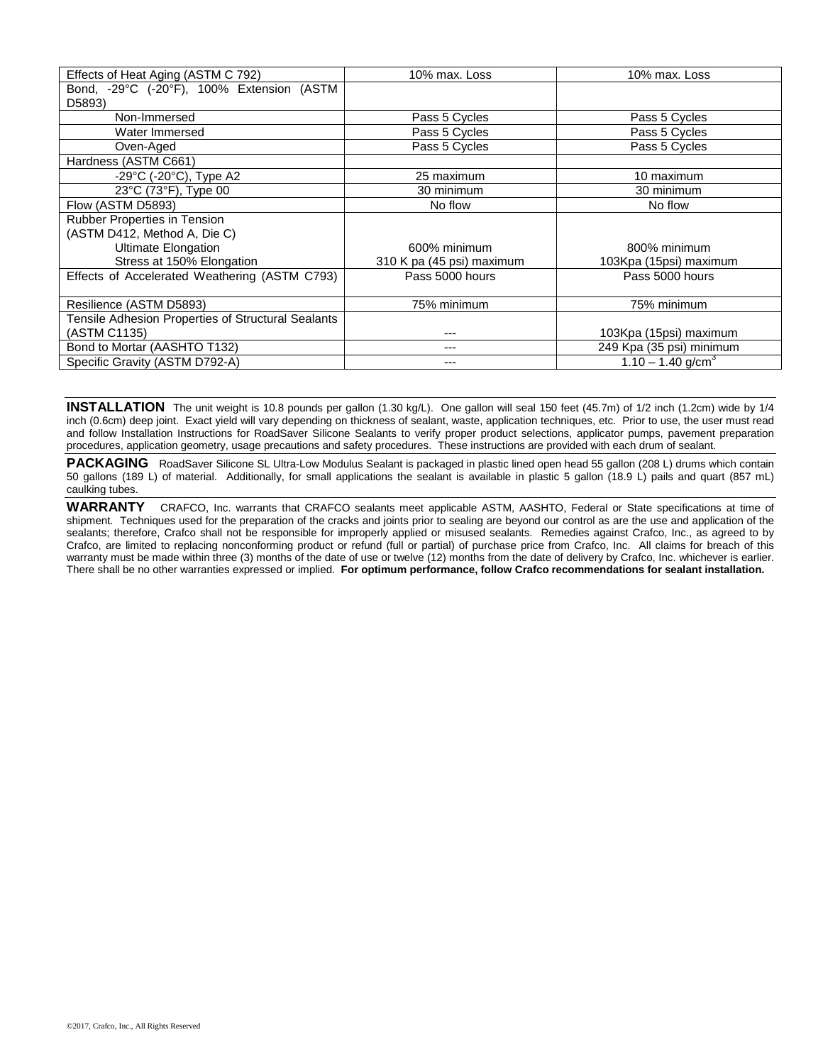| | | |
|---|---|---|
| Effects of Heat Aging (ASTM C 792) | 10% max. Loss | 10% max. Loss |
| Bond, -29°C (-20°F), 100% Extension (ASTM D5893) | | |
| Non-Immersed | Pass 5 Cycles | Pass 5 Cycles |
| Water Immersed | Pass 5 Cycles | Pass 5 Cycles |
| Oven-Aged | Pass 5 Cycles | Pass 5 Cycles |
| Hardness (ASTM C661) | | |
| -29°C (-20°C), Type A2 | 25 maximum | 10 maximum |
| 23°C (73°F), Type 00 | 30 minimum | 30 minimum |
| Flow (ASTM D5893) | No flow | No flow |
| Rubber Properties in Tension (ASTM D412, Method A, Die C) | | |
| Ultimate Elongation | 600% minimum | 800% minimum |
| Stress at 150% Elongation | 310 K pa (45 psi) maximum | 103Kpa (15psi) maximum |
| Effects of Accelerated Weathering (ASTM C793) | Pass 5000 hours | Pass 5000 hours |
| Resilience (ASTM D5893) | 75% minimum | 75% minimum |
| Tensile Adhesion Properties of Structural Sealants (ASTM C1135) | --- | 103Kpa (15psi) maximum |
| Bond to Mortar (AASHTO T132) | --- | 249 Kpa (35 psi) minimum |
| Specific Gravity (ASTM D792-A) | --- | 1.10 – 1.40 g/cm$^3$ |

**INSTALLATION** The unit weight is 10.8 pounds per gallon (1.30 kg/L). One gallon will seal 150 feet (45.7m) of 1/2 inch (1.2cm) wide by 1/4 inch (0.6cm) deep joint. Exact yield will vary depending on thickness of sealant, waste, application techniques, etc. Prior to use, the user must read and follow Installation Instructions for RoadSaver Silicone Sealants to verify proper product selections, applicator pumps, pavement preparation procedures, application geometry, usage precautions and safety procedures. These instructions are provided with each drum of sealant.

**PACKAGING** RoadSaver Silicone SL Ultra-Low Modulus Sealant is packaged in plastic lined open head 55 gallon (208 L) drums which contain 50 gallons (189 L) of material. Additionally, for small applications the sealant is available in plastic 5 gallon (18.9 L) pails and quart (857 mL) caulking tubes.

**WARRANTY** CRAFCO, Inc. warrants that CRAFCO sealants meet applicable ASTM, AASHTO, Federal or State specifications at time of shipment. Techniques used for the preparation of the cracks and joints prior to sealing are beyond our control as are the use and application of the sealants; therefore, Crafco shall not be responsible for improperly applied or misused sealants. Remedies against Crafco, Inc., as agreed to by Crafco, are limited to replacing nonconforming product or refund (full or partial) of purchase price from Crafco, Inc. All claims for breach of this warranty must be made within three (3) months of the date of use or twelve (12) months from the date of delivery by Crafco, Inc. whichever is earlier. There shall be no other warranties expressed or implied. **For optimum performance, follow Crafco recommendations for sealant installation.**

©2017, Crafco, Inc., All Rights Reserved